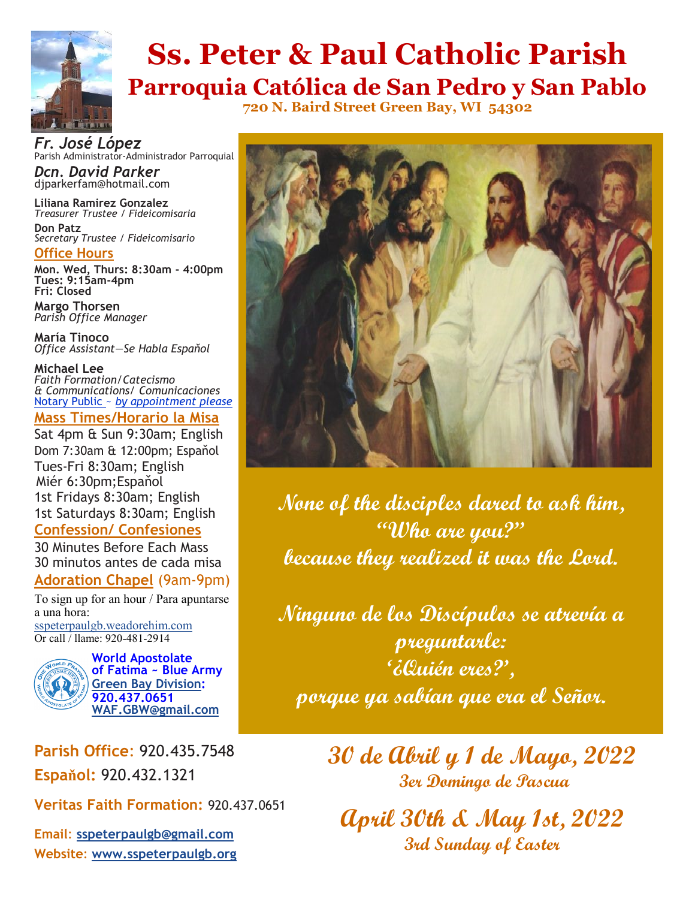# Ss. Peter & Paul Catholic Parish

## Parroquia Católica de San Pedro y San Pablo

**720 N. Baird Street Green Bay, WI 54302**

***Fr. José López***
Parish Administrator-Administrador Parroquial

***Dcn. David Parker***
djparkerfam@hotmail.com

**Liliana Ramirez Gonzalez**
*Treasurer Trustee / Fideicomisaria*

**Don Patz**
*Secretary Trustee / Fideicomisario*

### Office Hours

**Mon. Wed, Thurs: 8:30am - 4:00pm**
**Tues: 9:15am-4pm**
**Fri: Closed**

**Margo Thorsen**
*Parish Office Manager*

**María Tinoco**
*Office Assistant—Se Habla Español*

**Michael Lee**
*Faith Formation/Catecismo*
*& Communications/ Comunicaciones*
Notary Public ~ *by appointment please*

### Mass Times/Horario la Misa

Sat 4pm & Sun 9:30am; English
Dom 7:30am & 12:00pm; Español
Tues-Fri 8:30am; English
Miér 6:30pm;Español
1st Fridays 8:30am; English
1st Saturdays 8:30am; English

### Confession/ Confesiones

30 Minutes Before Each Mass
30 minutos antes de cada misa

### Adoration Chapel (9am-9pm)

To sign up for an hour / Para apuntarse a una hora:
sspeterpaulgb.weadorehim.com
Or call / llame: 920-481-2914

**World Apostolate of Fatima ~ Blue Army**
**Green Bay Division:**
**920.437.0651**
**WAF.GBW@gmail.com**

**Parish Office:** 920.435.7548
**Español:** 920.432.1321
**Veritas Faith Formation:** 920.437.0651
**Email:** sspeterpaulgb@gmail.com
**Website:** www.sspeterpaulgb.org

***None of the disciples dared to ask him, "Who are you?" because they realized it was the Lord.***

***Ninguno de los Discípulos se atrevía a preguntarle: '¿Quién eres?', porque ya sabían que era el Señor.***

## 30 de Abril y 1 de Mayo, 2022
### 3er Domingo de Pascua

## April 30th & May 1st, 2022
### 3rd Sunday of Easter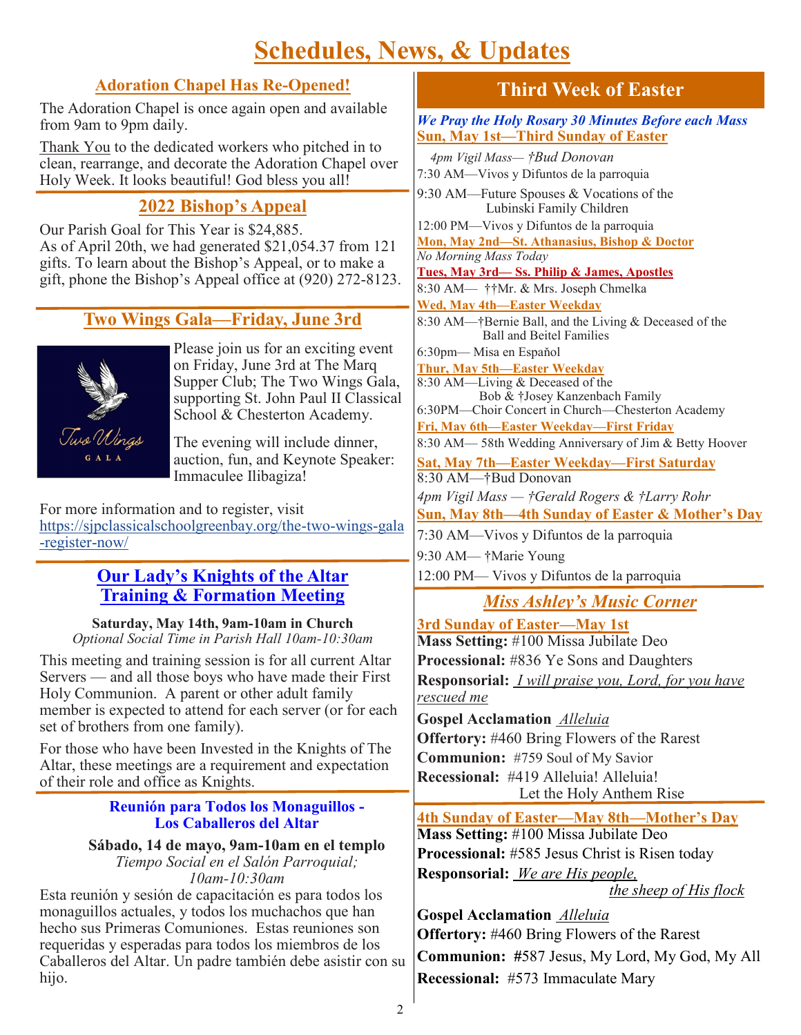# Schedules, News, & Updates

## Adoration Chapel Has Re-Opened!

The Adoration Chapel is once again open and available from 9am to 9pm daily.

Thank You to the dedicated workers who pitched in to clean, rearrange, and decorate the Adoration Chapel over Holy Week. It looks beautiful! God bless you all!

## 2022 Bishop's Appeal

Our Parish Goal for This Year is $24,885.
As of April 20th, we had generated $21,054.37 from 121 gifts. To learn about the Bishop's Appeal, or to make a gift, phone the Bishop's Appeal office at (920) 272-8123.

## Two Wings Gala—Friday, June 3rd

Please join us for an exciting event on Friday, June 3rd at The Marq Supper Club; The Two Wings Gala, supporting St. John Paul II Classical School & Chesterton Academy.

The evening will include dinner, auction, fun, and Keynote Speaker: Immaculee Ilibagiza!

For more information and to register, visit https://sjpclassicalschoolgreenbay.org/the-two-wings-gala-register-now/

## Our Lady's Knights of the Altar Training & Formation Meeting

**Saturday, May 14th, 9am-10am in Church**
*Optional Social Time in Parish Hall 10am-10:30am*

This meeting and training session is for all current Altar Servers — and all those boys who have made their First Holy Communion. A parent or other adult family member is expected to attend for each server (or for each set of brothers from one family).

For those who have been Invested in the Knights of The Altar, these meetings are a requirement and expectation of their role and office as Knights.

### Reunión para Todos los Monaguillos - Los Caballeros del Altar

**Sábado, 14 de mayo, 9am-10am en el templo**
*Tiempo Social en el Salón Parroquial; 10am-10:30am*

Esta reunión y sesión de capacitación es para todos los monaguillos actuales, y todos los muchachos que han hecho sus Primeras Comuniones. Estas reuniones son requeridas y esperadas para todos los miembros de los Caballeros del Altar. Un padre también debe asistir con su hijo.

## Third Week of Easter

***We Pray the Holy Rosary 30 Minutes Before each Mass***

**Sun, May 1st—Third Sunday of Easter**
*4pm Vigil Mass— †Bud Donovan*
7:30 AM—Vivos y Difuntos de la parroquia
9:30 AM—Future Spouses & Vocations of the Lubinski Family Children
12:00 PM—Vivos y Difuntos de la parroquia

**Mon, May 2nd—St. Athanasius, Bishop & Doctor**
*No Morning Mass Today*

**Tues, May 3rd— Ss. Philip & James, Apostles**
8:30 AM— ††Mr. & Mrs. Joseph Chmelka

**Wed, May 4th—Easter Weekday**
8:30 AM—†Bernie Ball, and the Living & Deceased of the Ball and Beitel Families
6:30pm— Misa en Españ­ol

**Thur, May 5th—Easter Weekday**
8:30 AM—Living & Deceased of the Bob & †Josey Kanzenbach Family
6:30PM—Choir Concert in Church—Chesterton Academy

**Fri, May 6th—Easter Weekday—First Friday**
8:30 AM— 58th Wedding Anniversary of Jim & Betty Hoover

**Sat, May 7th—Easter Weekday—First Saturday**
8:30 AM—†Bud Donovan
*4pm Vigil Mass — †Gerald Rogers & †Larry Rohr*

**Sun, May 8th—4th Sunday of Easter & Mother's Day**
7:30 AM—Vivos y Difuntos de la parroquia
9:30 AM— †Marie Young
12:00 PM— Vivos y Difuntos de la parroquia

## *Miss Ashley's Music Corner*

**3rd Sunday of Easter—May 1st**
**Mass Setting:** #100 Missa Jubilate Deo
**Processional:** #836 Ye Sons and Daughters
**Responsorial:** *I will praise you, Lord, for you have rescued me*
**Gospel Acclamation** *Alleluia*
**Offertory:** #460 Bring Flowers of the Rarest
**Communion:** #759 Soul of My Savior
**Recessional:** #419 Alleluia! Alleluia! Let the Holy Anthem Rise

**4th Sunday of Easter—May 8th—Mother's Day**
**Mass Setting:** #100 Missa Jubilate Deo
**Processional:** #585 Jesus Christ is Risen today
**Responsorial:** *We are His people, the sheep of His flock*
**Gospel Acclamation** *Alleluia*
**Offertory:** #460 Bring Flowers of the Rarest
**Communion:** #587 Jesus, My Lord, My God, My All
**Recessional:** #573 Immaculate Mary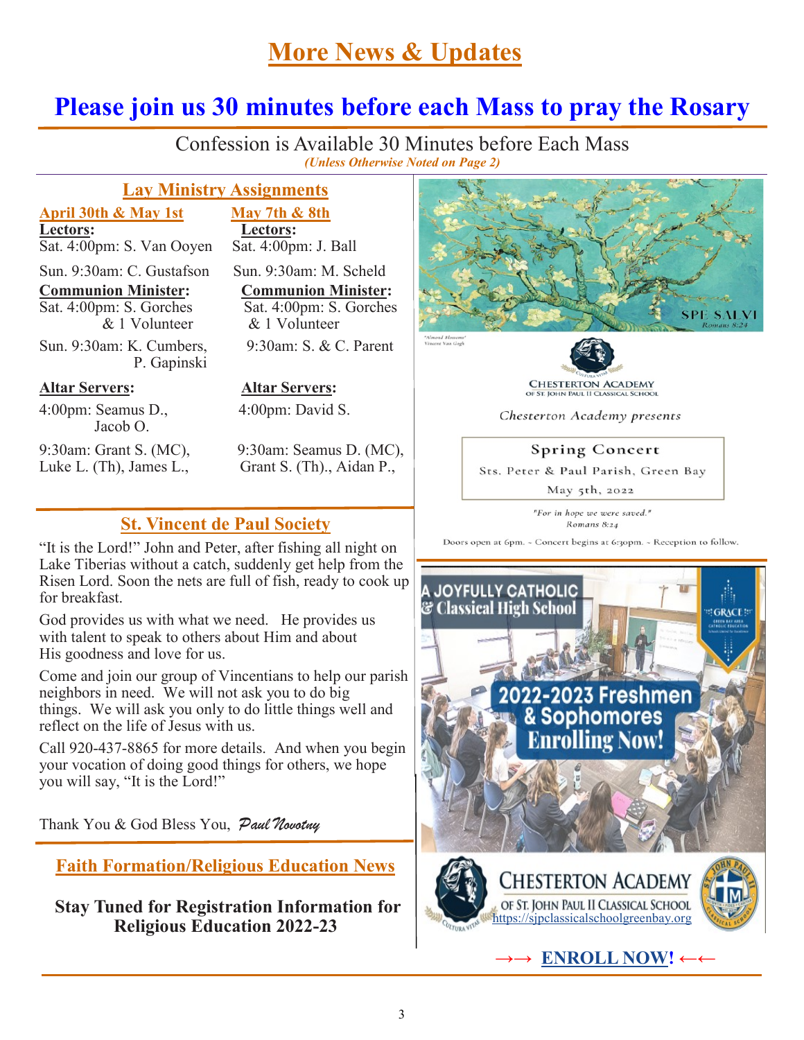# More News & Updates

## Please join us 30 minutes before each Mass to pray the Rosary

Confession is Available 30 Minutes before Each Mass

***(Unless Otherwise Noted on Page 2)***

### Lay Ministry Assignments

| April 30th & May 1st | May 7th & 8th |
|---|---|
| **Lectors:** | **Lectors:** |
| Sat. 4:00pm: S. Van Ooyen | Sat. 4:00pm: J. Ball |
| Sun. 9:30am: C. Gustafson | Sun. 9:30am: M. Scheld |
| **Communion Minister:** | **Communion Minister:** |
| Sat. 4:00pm: S. Gorches & 1 Volunteer | Sat. 4:00pm: S. Gorches & 1 Volunteer |
| Sun. 9:30am: K. Cumbers, P. Gapinski | 9:30am: S. & C. Parent |
| **Altar Servers:** | **Altar Servers:** |
| 4:00pm: Seamus D., Jacob O. | 4:00pm: David S. |
| 9:30am: Grant S. (MC), Luke L. (Th), James L., | 9:30am: Seamus D. (MC), Grant S. (Th)., Aidan P., |

### St. Vincent de Paul Society

"It is the Lord!" John and Peter, after fishing all night on Lake Tiberias without a catch, suddenly get help from the Risen Lord. Soon the nets are full of fish, ready to cook up for breakfast.

God provides us with what we need. He provides us with talent to speak to others about Him and about His goodness and love for us.

Come and join our group of Vincentians to help our parish neighbors in need. We will not ask you to do big things. We will ask you only to do little things well and reflect on the life of Jesus with us.

Call 920-437-8865 for more details. And when you begin your vocation of doing good things for others, we hope you will say, "It is the Lord!"

Thank You & God Bless You, *Paul Novotny*

### Faith Formation/Religious Education News

**Stay Tuned for Registration Information for Religious Education 2022-23**

SPE SALVI
Romans 8:24

"Almond Blossoms"
Vincent Van Gogh

CHESTERTON ACADEMY
OF ST. JOHN PAUL II CLASSICAL SCHOOL

*Chesterton Academy presents*

**Spring Concert**

Sts. Peter & Paul Parish, Green Bay

May 5th, 2022

*"For in hope we were saved."*
*Romans 8:24*

Doors open at 6pm. ~ Concert begins at 6:30pm. ~ Reception to follow.

A JOYFULLY CATHOLIC & Classical High School

2022-2023 Freshmen & Sophomores Enrolling Now!

CHESTERTON ACADEMY
OF ST. JOHN PAUL II CLASSICAL SCHOOL
https://sjpclassicalschoolgreenbay.org

**→→ ENROLL NOW! ←←**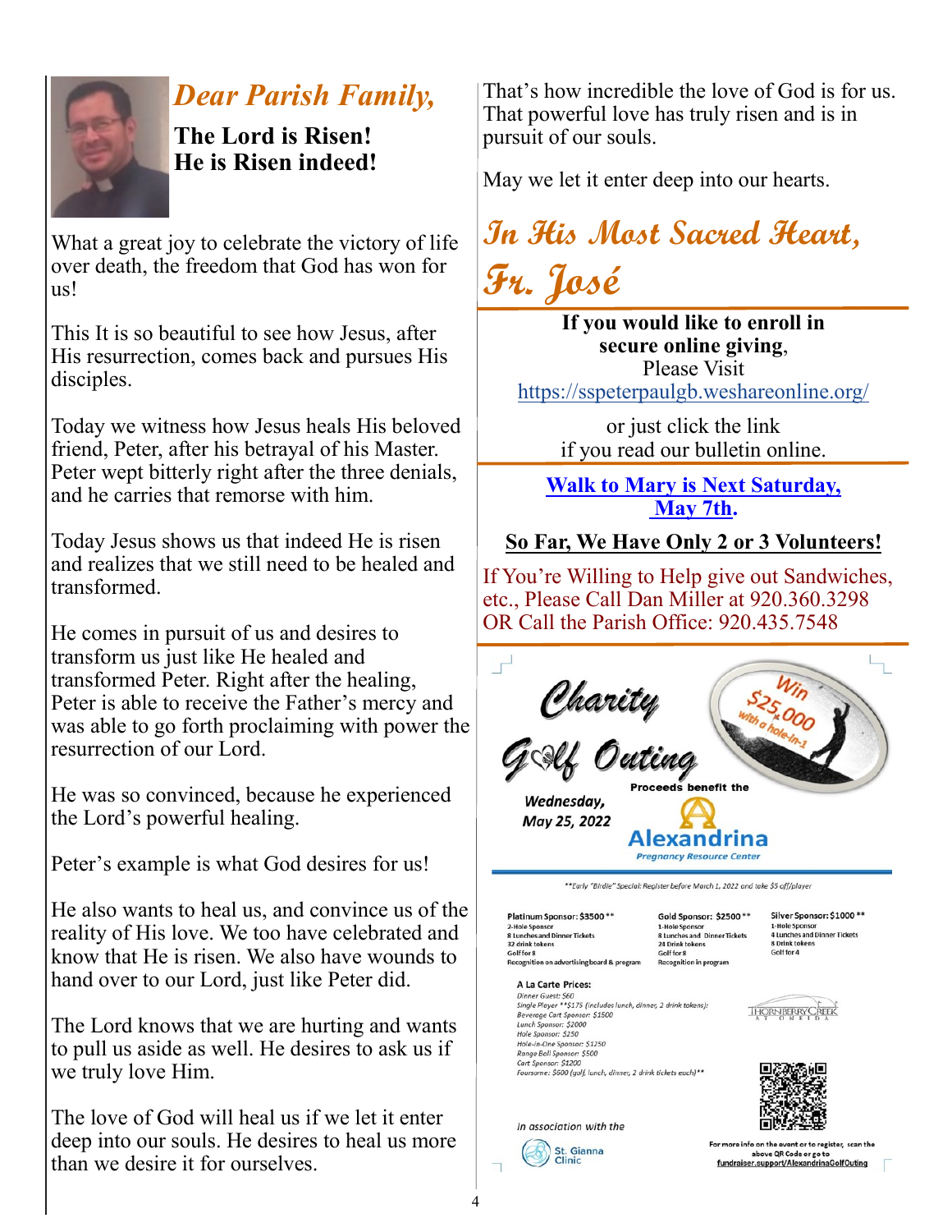## *Dear Parish Family,*

**The Lord is Risen!**
**He is Risen indeed!**

What a great joy to celebrate the victory of life over death, the freedom that God has won for us!

This It is so beautiful to see how Jesus, after His resurrection, comes back and pursues His disciples.

Today we witness how Jesus heals His beloved friend, Peter, after his betrayal of his Master. Peter wept bitterly right after the three denials, and he carries that remorse with him.

Today Jesus shows us that indeed He is risen and realizes that we still need to be healed and transformed.

He comes in pursuit of us and desires to transform us just like He healed and transformed Peter. Right after the healing, Peter is able to receive the Father's mercy and was able to go forth proclaiming with power the resurrection of our Lord.

He was so convinced, because he experienced the Lord's powerful healing.

Peter's example is what God desires for us!

He also wants to heal us, and convince us of the reality of His love. We too have celebrated and know that He is risen. We also have wounds to hand over to our Lord, just like Peter did.

The Lord knows that we are hurting and wants to pull us aside as well. He desires to ask us if we truly love Him.

The love of God will heal us if we let it enter deep into our souls. He desires to heal us more than we desire it for ourselves.

That's how incredible the love of God is for us. That powerful love has truly risen and is in pursuit of our souls.

May we let it enter deep into our hearts.

*In His Most Sacred Heart,*
*Fr. José*

---

**If you would like to enroll in secure online giving**,
Please Visit
https://sspeterpaulgb.weshareonline.org/

or just click the link
if you read our bulletin online.

---

**Walk to Mary is Next Saturday, May 7th.**

**So Far, We Have Only 2 or 3 Volunteers!**

If You're Willing to Help give out Sandwiches, etc., Please Call Dan Miller at 920.360.3298 OR Call the Parish Office: 920.435.7548

---

# Charity Golf Outing

Win $25,000 with a hole-in-1

*Wednesday, May 25, 2022*

Proceeds benefit the **Alexandrina** *Pregnancy Resource Center*

*\*\*Early "Birdie" Special: Register before March 1, 2022 and take $5 off/player*

**Platinum Sponsor: $3500 \*\***
2-Hole Sponsor
8 Lunches and Dinner Tickets
32 drink tokens
Golf for 8
Recognition on advertising board & program

**Gold Sponsor: $2500 \*\***
1-Hole Sponsor
8 Lunches and Dinner Tickets
24 Drink tokens
Golf for 8
Recognition in program

**Silver Sponsor: $1000 \*\***
1-Hole Sponsor
4 Lunches and Dinner Tickets
8 Drink tokens
Golf for 4

**A La Carte Prices:**
*Dinner Guest: $60*
*Single Player \*\*$175 (includes lunch, dinner, 2 drink tokens):*
*Beverage Cart Sponsor: $1500*
*Lunch Sponsor: $2000*
*Hole Sponsor: $250*
*Hole-in-One Sponsor: $1250*
*Range Ball Sponsor: $500*
*Cart Sponsor: $1200*
*Foursome: $600 (golf, lunch, dinner, 2 drink tickets each)\*\**

Thornberry Creek at Oneida

*In association with the* St. Gianna Clinic

For more info on the event or to register, scan the above QR Code or go to fundraiser.support/AlexandrinaGolfOuting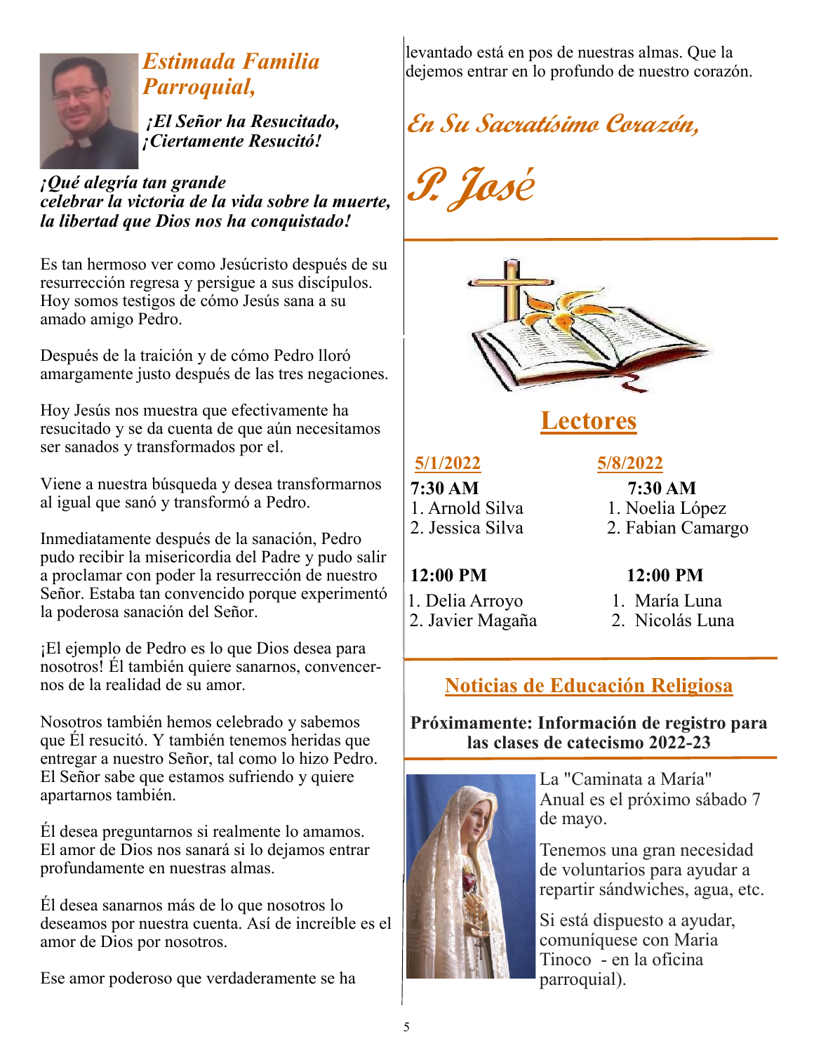## *Estimada Familia Parroquial,*

***¡El Señor ha Resucitado, ¡Ciertamente Resucitó!***

***¡Qué alegría tan grande celebrar la victoria de la vida sobre la muerte, la libertad que Dios nos ha conquistado!***

Es tan hermoso ver como Jesúcristo después de su resurrección regresa y persigue a sus discípulos. Hoy somos testigos de cómo Jesús sana a su amado amigo Pedro.

Después de la traición y de cómo Pedro lloró amargamente justo después de las tres negaciones.

Hoy Jesús nos muestra que efectivamente ha resucitado y se da cuenta de que aún necesitamos ser sanados y transformados por el.

Viene a nuestra búsqueda y desea transformarnos al igual que sanó y transformó a Pedro.

Inmediatamente después de la sanación, Pedro pudo recibir la misericordia del Padre y pudo salir a proclamar con poder la resurrección de nuestro Señor. Estaba tan convencido porque experimentó la poderosa sanación del Señor.

¡El ejemplo de Pedro es lo que Dios desea para nosotros! Él también quiere sanarnos, convencernos de la realidad de su amor.

Nosotros también hemos celebrado y sabemos que Él resucitó. Y también tenemos heridas que entregar a nuestro Señor, tal como lo hizo Pedro. El Señor sabe que estamos sufriendo y quiere apartarnos también.

Él desea preguntarnos si realmente lo amamos. El amor de Dios nos sanará si lo dejamos entrar profundamente en nuestras almas.

Él desea sanarnos más de lo que nosotros lo deseamos por nuestra cuenta. Así de increíble es el amor de Dios por nosotros.

Ese amor poderoso que verdaderamente se ha levantado está en pos de nuestras almas. Que la dejemos entrar en lo profundo de nuestro corazón.

*En Su Sacratísimo Corazón,*

*P. José*

## Lectores

**5/1/2022**

**7:30 AM**
1. Arnold Silva
2. Jessica Silva

**12:00 PM**
1. Delia Arroyo
2. Javier Magaña

**5/8/2022**

**7:30 AM**
1. Noelia López
2. Fabian Camargo

**12:00 PM**
1. María Luna
2. Nicolás Luna

## Noticias de Educación Religiosa

**Próximamente: Información de registro para las clases de catecismo 2022-23**

La "Caminata a María" Anual es el próximo sábado 7 de mayo.

Tenemos una gran necesidad de voluntarios para ayudar a repartir sándwiches, agua, etc.

Si está dispuesto a ayudar, comuníquese con Maria Tinoco - en la oficina parroquial).